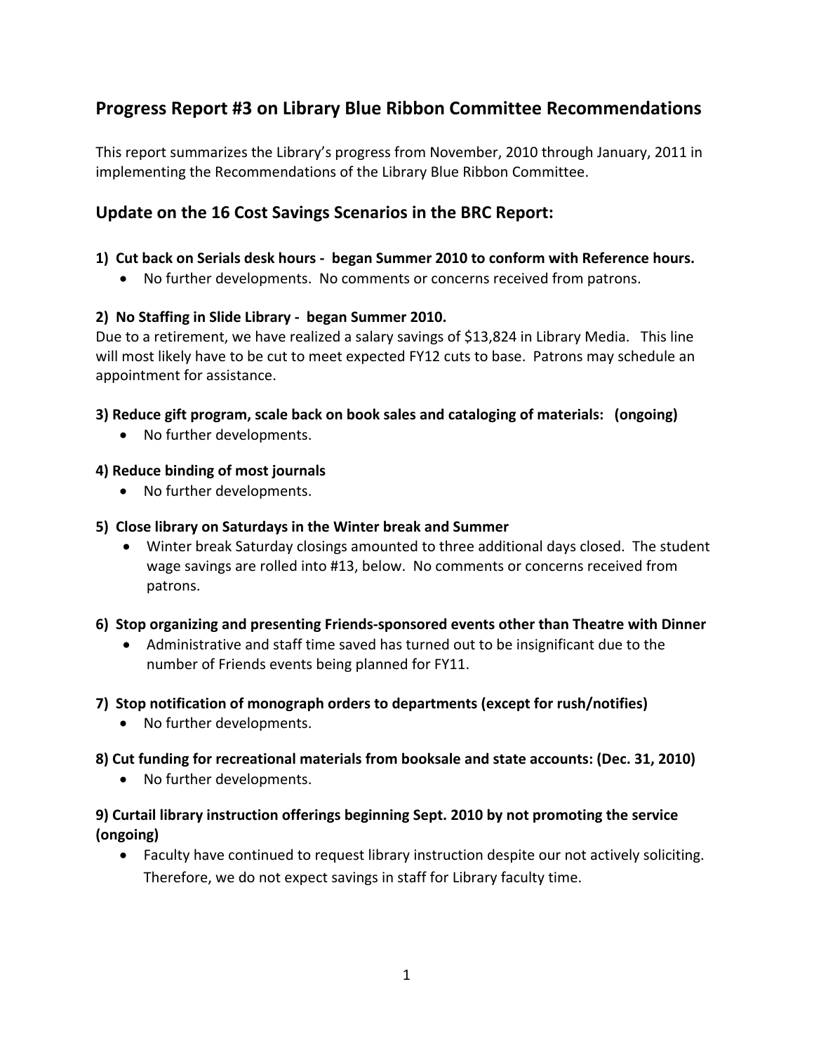## Progress Report #3 on Library Blue Ribbon Committee Recommendations

This report summarizes the Library's progress from November, 2010 through January, 2011 in implementing the Recommendations of the Library Blue Ribbon Committee.

## Update on the 16 Cost Savings Scenarios in the BRC Report:

**1) Cut back on Serials desk hours - began Summer 2010 to conform with Reference hours.**

- No further developments. No comments or concerns received from patrons.

**2) No Staffing in Slide Library - began Summer 2010.**

Due to a retirement, we have realized a salary savings of $13,824 in Library Media. This line will most likely have to be cut to meet expected FY12 cuts to base. Patrons may schedule an appointment for assistance.

**3) Reduce gift program, scale back on book sales and cataloging of materials: (ongoing)**

- No further developments.

**4) Reduce binding of most journals**

- No further developments.

**5) Close library on Saturdays in the Winter break and Summer**

- Winter break Saturday closings amounted to three additional days closed. The student wage savings are rolled into #13, below. No comments or concerns received from patrons.

**6) Stop organizing and presenting Friends-sponsored events other than Theatre with Dinner**

- Administrative and staff time saved has turned out to be insignificant due to the number of Friends events being planned for FY11.

**7) Stop notification of monograph orders to departments (except for rush/notifies)**

- No further developments.

**8) Cut funding for recreational materials from booksale and state accounts: (Dec. 31, 2010)**

- No further developments.

**9) Curtail library instruction offerings beginning Sept. 2010 by not promoting the service (ongoing)**

- Faculty have continued to request library instruction despite our not actively soliciting. Therefore, we do not expect savings in staff for Library faculty time.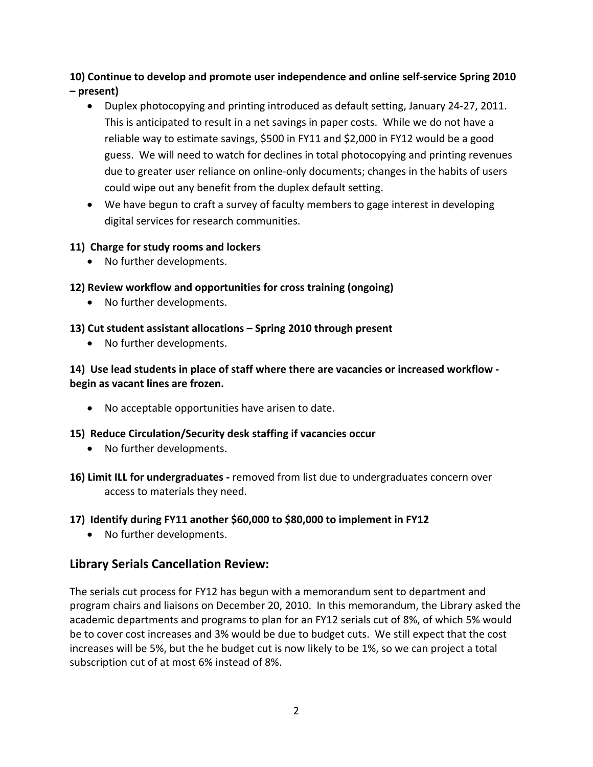**10) Continue to develop and promote user independence and online self-service Spring 2010 – present)**

- Duplex photocopying and printing introduced as default setting, January 24-27, 2011. This is anticipated to result in a net savings in paper costs. While we do not have a reliable way to estimate savings, $500 in FY11 and $2,000 in FY12 would be a good guess. We will need to watch for declines in total photocopying and printing revenues due to greater user reliance on online-only documents; changes in the habits of users could wipe out any benefit from the duplex default setting.
- We have begun to craft a survey of faculty members to gage interest in developing digital services for research communities.

**11) Charge for study rooms and lockers**

- No further developments.

**12) Review workflow and opportunities for cross training (ongoing)**

- No further developments.

**13) Cut student assistant allocations – Spring 2010 through present**

- No further developments.

**14) Use lead students in place of staff where there are vacancies or increased workflow - begin as vacant lines are frozen.**

- No acceptable opportunities have arisen to date.

**15) Reduce Circulation/Security desk staffing if vacancies occur**

- No further developments.

**16) Limit ILL for undergraduates -** removed from list due to undergraduates concern over access to materials they need.

**17) Identify during FY11 another $60,000 to $80,000 to implement in FY12**

- No further developments.

## Library Serials Cancellation Review:

The serials cut process for FY12 has begun with a memorandum sent to department and program chairs and liaisons on December 20, 2010. In this memorandum, the Library asked the academic departments and programs to plan for an FY12 serials cut of 8%, of which 5% would be to cover cost increases and 3% would be due to budget cuts. We still expect that the cost increases will be 5%, but the he budget cut is now likely to be 1%, so we can project a total subscription cut of at most 6% instead of 8%.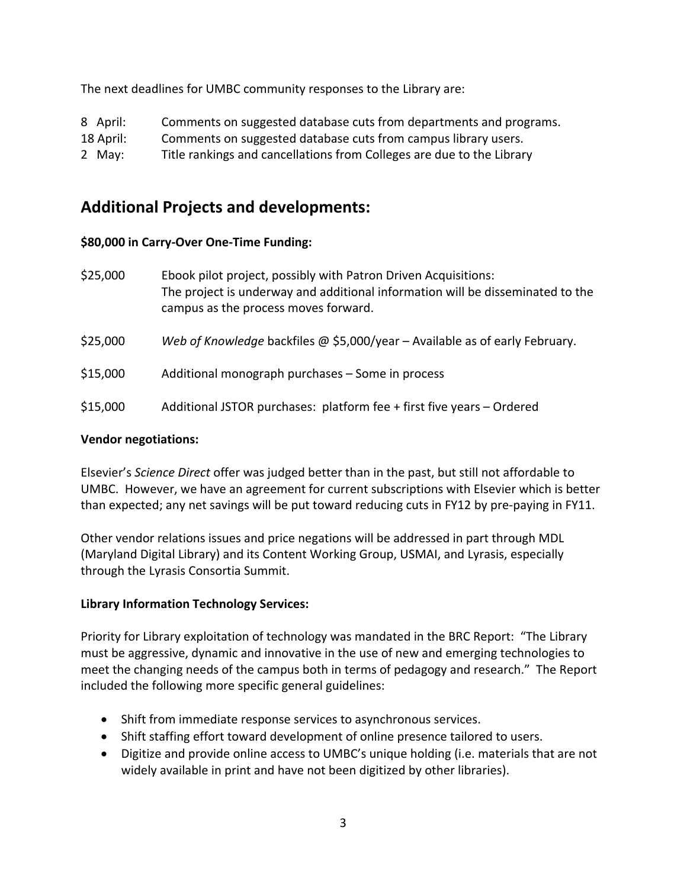The next deadlines for UMBC community responses to the Library are:

| | |
|---|---|
| 8 April: | Comments on suggested database cuts from departments and programs. |
| 18 April: | Comments on suggested database cuts from campus library users. |
| 2 May: | Title rankings and cancellations from Colleges are due to the Library |

## Additional Projects and developments:

**$80,000 in Carry-Over One-Time Funding:**

| | |
|---|---|
| $25,000 | Ebook pilot project, possibly with Patron Driven Acquisitions: The project is underway and additional information will be disseminated to the campus as the process moves forward. |
| $25,000 | *Web of Knowledge* backfiles @ $5,000/year – Available as of early February. |
| $15,000 | Additional monograph purchases – Some in process |
| $15,000 | Additional JSTOR purchases: platform fee + first five years – Ordered |

**Vendor negotiations:**

Elsevier's *Science Direct* offer was judged better than in the past, but still not affordable to UMBC. However, we have an agreement for current subscriptions with Elsevier which is better than expected; any net savings will be put toward reducing cuts in FY12 by pre-paying in FY11.

Other vendor relations issues and price negations will be addressed in part through MDL (Maryland Digital Library) and its Content Working Group, USMAI, and Lyrasis, especially through the Lyrasis Consortia Summit.

**Library Information Technology Services:**

Priority for Library exploitation of technology was mandated in the BRC Report: "The Library must be aggressive, dynamic and innovative in the use of new and emerging technologies to meet the changing needs of the campus both in terms of pedagogy and research." The Report included the following more specific general guidelines:

- Shift from immediate response services to asynchronous services.
- Shift staffing effort toward development of online presence tailored to users.
- Digitize and provide online access to UMBC's unique holding (i.e. materials that are not widely available in print and have not been digitized by other libraries).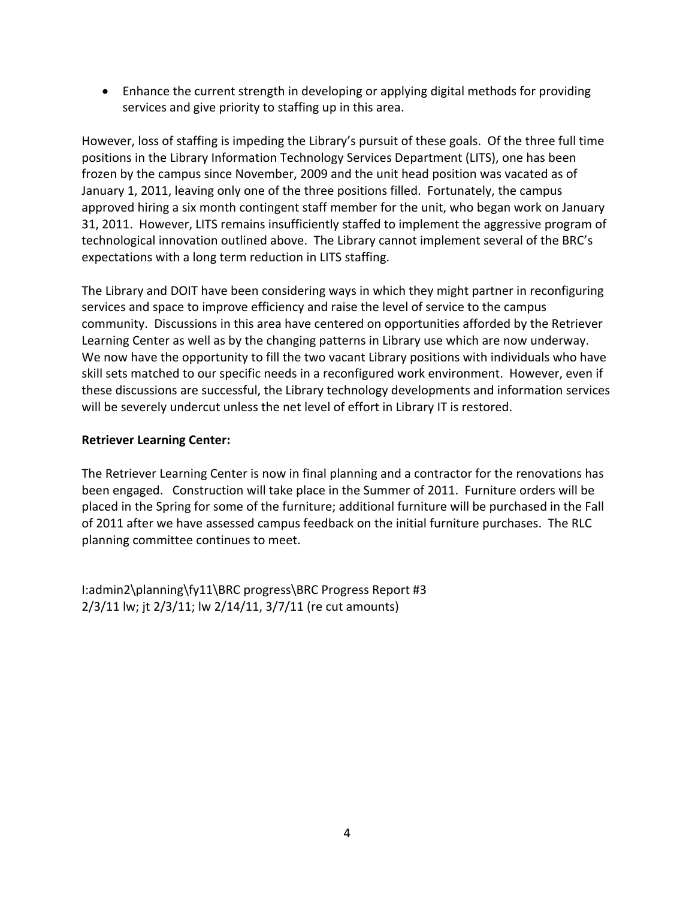- Enhance the current strength in developing or applying digital methods for providing services and give priority to staffing up in this area.

However, loss of staffing is impeding the Library's pursuit of these goals. Of the three full time positions in the Library Information Technology Services Department (LITS), one has been frozen by the campus since November, 2009 and the unit head position was vacated as of January 1, 2011, leaving only one of the three positions filled. Fortunately, the campus approved hiring a six month contingent staff member for the unit, who began work on January 31, 2011. However, LITS remains insufficiently staffed to implement the aggressive program of technological innovation outlined above. The Library cannot implement several of the BRC's expectations with a long term reduction in LITS staffing.

The Library and DOIT have been considering ways in which they might partner in reconfiguring services and space to improve efficiency and raise the level of service to the campus community. Discussions in this area have centered on opportunities afforded by the Retriever Learning Center as well as by the changing patterns in Library use which are now underway. We now have the opportunity to fill the two vacant Library positions with individuals who have skill sets matched to our specific needs in a reconfigured work environment. However, even if these discussions are successful, the Library technology developments and information services will be severely undercut unless the net level of effort in Library IT is restored.

**Retriever Learning Center:**

The Retriever Learning Center is now in final planning and a contractor for the renovations has been engaged. Construction will take place in the Summer of 2011. Furniture orders will be placed in the Spring for some of the furniture; additional furniture will be purchased in the Fall of 2011 after we have assessed campus feedback on the initial furniture purchases. The RLC planning committee continues to meet.

I:admin2\planning\fy11\BRC progress\BRC Progress Report #3
2/3/11 lw; jt 2/3/11; lw 2/14/11, 3/7/11 (re cut amounts)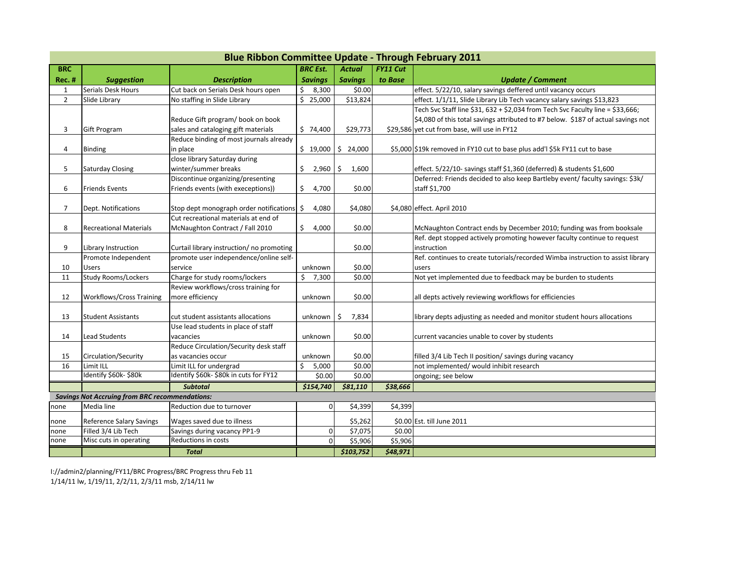# Blue Ribbon Committee Update - Through February 2011

| BRC Rec. # | Suggestion | Description | BRC Est. Savings | Actual Savings | FY11 Cut to Base | Update / Comment |
|---|---|---|---|---|---|---|
| 1 | Serials Desk Hours | Cut back on Serials Desk hours open | $ 8,300 | $0.00 | | effect. 5/22/10, salary savings deffered until vacancy occurs |
| 2 | Slide Library | No staffing in Slide Library | $ 25,000 | $13,824 | | effect. 1/1/11, Slide Library Lib Tech vacancy salary savings $13,823 |
| 3 | Gift Program | Reduce Gift program/ book on book sales and cataloging gift materials | $ 74,400 | $29,773 | $29,586 | Tech Svc Staff line $31, 632 + $2,034 from Tech Svc Faculty line = $33,666; $4,080 of this total savings attributed to #7 below. $187 of actual savings not yet cut from base, will use in FY12 |
| 4 | Binding | Reduce binding of most journals already in place | $ 19,000 | $ 24,000 | $5,000 | $19k removed in FY10 cut to base plus add'l $5k FY11 cut to base |
| 5 | Saturday Closing | close library Saturday during winter/summer breaks | $ 2,960 | $ 1,600 | | effect. 5/22/10- savings staff $1,360 (deferred) & students $1,600 |
| 6 | Friends Events | Discontinue organizing/presenting Friends events (with execeptions)) | $ 4,700 | $0.00 | | Deferred: Friends decided to also keep Bartleby event/ faculty savings: $3k/ staff $1,700 |
| 7 | Dept. Notifications | Stop dept monograph order notifications | $ 4,080 | $4,080 | $4,080 | effect. April 2010 |
| 8 | Recreational Materials | Cut recreational materials at end of McNaughton Contract / Fall 2010 | $ 4,000 | $0.00 | | McNaughton Contract ends by December 2010; funding was from booksale |
| 9 | Library Instruction | Curtail library instruction/ no promoting | | $0.00 | | Ref. dept stopped actively promoting however faculty continue to request instruction |
| 10 | Promote Independent Users | promote user independence/online self-service | unknown | $0.00 | | Ref. continues to create tutorials/recorded Wimba instruction to assist library users |
| 11 | Study Rooms/Lockers | Charge for study rooms/lockers | $ 7,300 | $0.00 | | Not yet implemented due to feedback may be burden to students |
| 12 | Workflows/Cross Training | Review workflows/cross training for more efficiency | unknown | $0.00 | | all depts actively reviewing workflows for efficiencies |
| 13 | Student Assistants | cut student assistants allocations | unknown | $ 7,834 | | library depts adjusting as needed and monitor student hours allocations |
| 14 | Lead Students | Use lead students in place of staff vacancies | unknown | $0.00 | | current vacancies unable to cover by students |
| 15 | Circulation/Security | Reduce Circulation/Security desk staff as vacancies occur | unknown | $0.00 | | filled 3/4 Lib Tech II position/ savings during vacancy |
| 16 | Limit ILL | Limit ILL for undergrad | $ 5,000 | $0.00 | | not implemented/ would inhibit research |
| | Identify $60k- $80k | Identify $60k- $80k in cuts for FY12 | $0.00 | $0.00 | | ongoing; see below |
| | | ***Subtotal*** | ***$154,740*** | ***$81,110*** | ***$38,666*** | |
| ***Savings Not Accruing from BRC recommendations:*** | | | | | | |
| none | Media line | Reduction due to turnover | 0 | $4,399 | $4,399 | |
| none | Reference Salary Savings | Wages saved due to illness | | $5,262 | $0.00 | Est. till June 2011 |
| none | Filled 3/4 Lib Tech | Savings during vacancy PP1-9 | 0 | $7,075 | $0.00 | |
| none | Misc cuts in operating | Reductions in costs | 0 | $5,906 | $5,906 | |
| | | ***Total*** | | ***$103,752*** | ***$48,971*** | |

I://admin2/planning/FY11/BRC Progress/BRC Progress thru Feb 11
1/14/11 lw, 1/19/11, 2/2/11, 2/3/11 msb, 2/14/11 lw